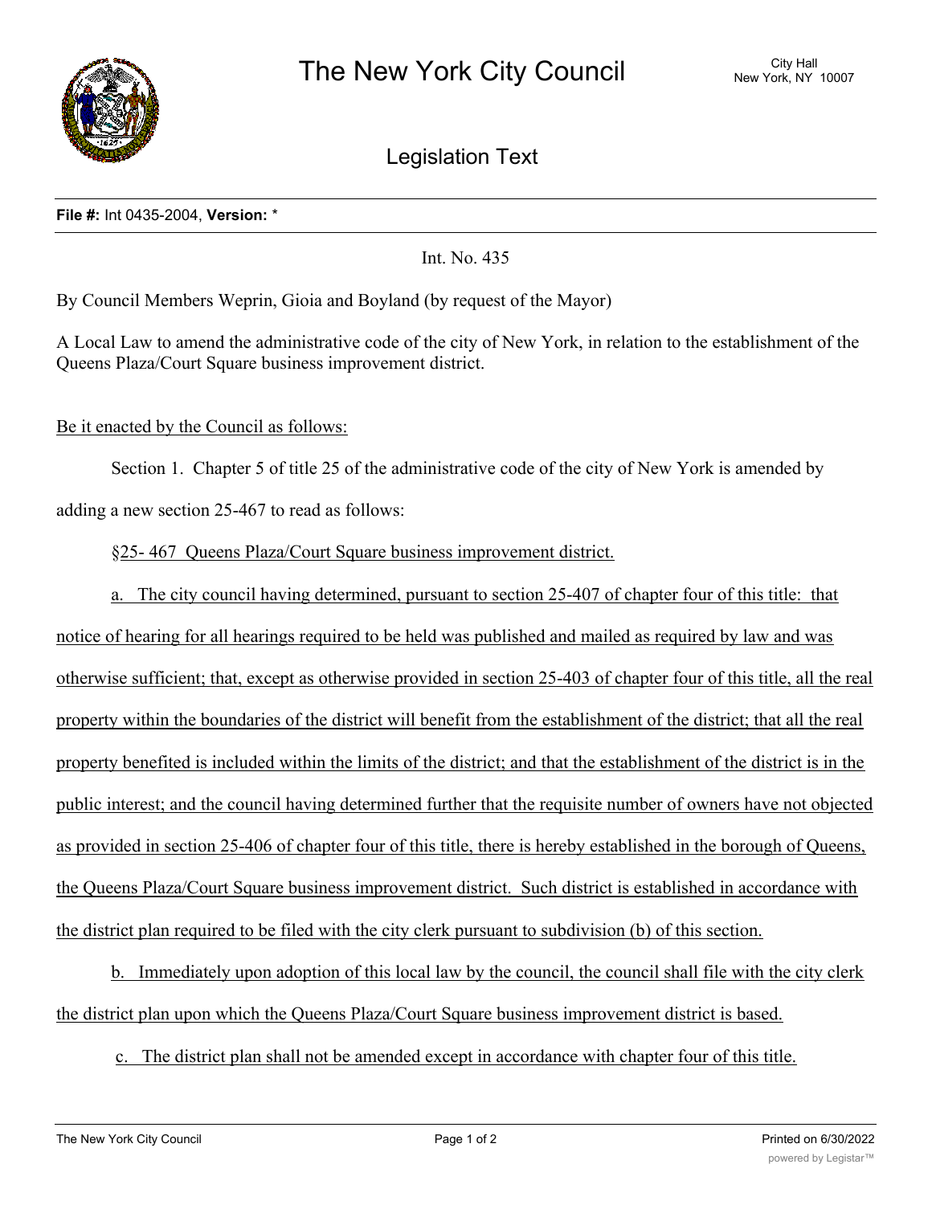# The New York City Council

City Hall
New York, NY 10007

## Legislation Text

**File #:** Int 0435-2004, **Version:** *

Int. No. 435

By Council Members Weprin, Gioia and Boyland (by request of the Mayor)

A Local Law to amend the administrative code of the city of New York, in relation to the establishment of the Queens Plaza/Court Square business improvement district.

Be it enacted by the Council as follows:

Section 1. Chapter 5 of title 25 of the administrative code of the city of New York is amended by adding a new section 25-467 to read as follows:

§25- 467 Queens Plaza/Court Square business improvement district.

a. The city council having determined, pursuant to section 25-407 of chapter four of this title: that notice of hearing for all hearings required to be held was published and mailed as required by law and was otherwise sufficient; that, except as otherwise provided in section 25-403 of chapter four of this title, all the real property within the boundaries of the district will benefit from the establishment of the district; that all the real property benefited is included within the limits of the district; and that the establishment of the district is in the public interest; and the council having determined further that the requisite number of owners have not objected as provided in section 25-406 of chapter four of this title, there is hereby established in the borough of Queens, the Queens Plaza/Court Square business improvement district. Such district is established in accordance with the district plan required to be filed with the city clerk pursuant to subdivision (b) of this section.

b. Immediately upon adoption of this local law by the council, the council shall file with the city clerk the district plan upon which the Queens Plaza/Court Square business improvement district is based.

c. The district plan shall not be amended except in accordance with chapter four of this title.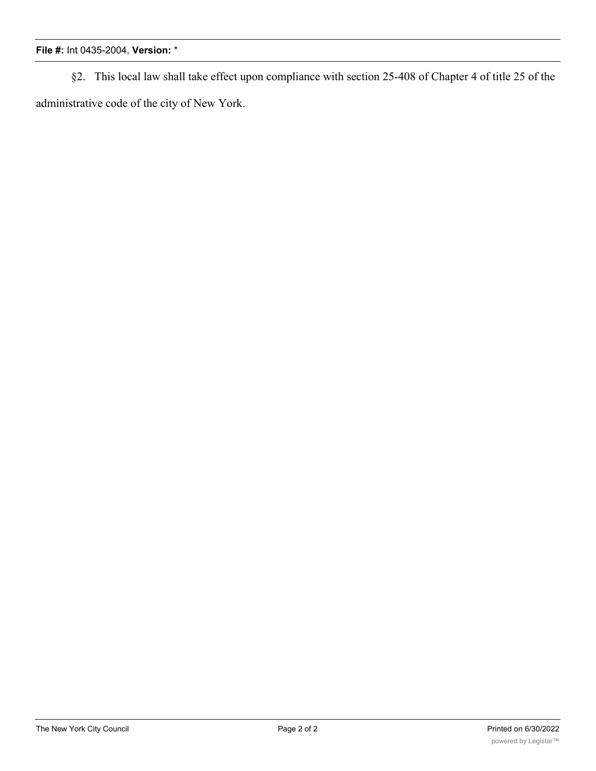§2. This local law shall take effect upon compliance with section 25-408 of Chapter 4 of title 25 of the administrative code of the city of New York.